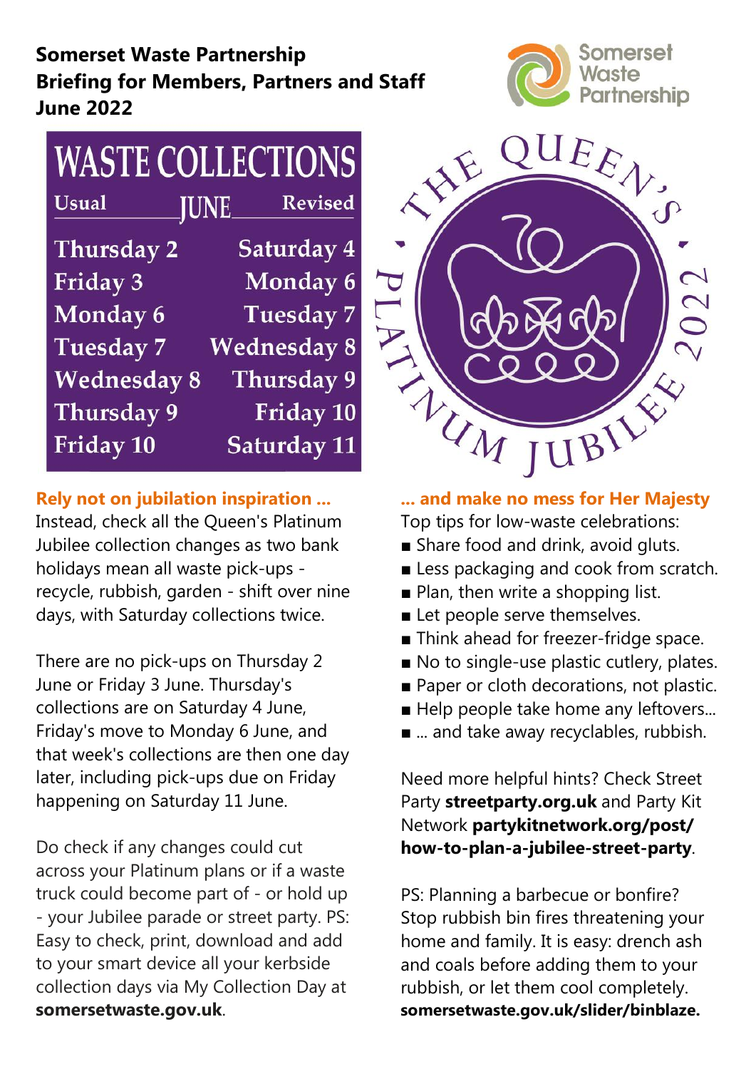**Somerset Waste Partnership**
**Briefing for Members, Partners and Staff**
**June 2022**

Somerset Waste Partnership

# WASTE COLLECTIONS

| Usual | JUNE | Revised |
|---|---|---|
| Thursday 2 | | Saturday 4 |
| Friday 3 | | Monday 6 |
| Monday 6 | | Tuesday 7 |
| Tuesday 7 | | Wednesday 8 |
| Wednesday 8 | | Thursday 9 |
| Thursday 9 | | Friday 10 |
| Friday 10 | | Saturday 11 |

THE QUEEN'S PLATINUM JUBILEE 2022

### Rely not on jubilation inspiration ...

Instead, check all the Queen's Platinum Jubilee collection changes as two bank holidays mean all waste pick-ups - recycle, rubbish, garden - shift over nine days, with Saturday collections twice.

There are no pick-ups on Thursday 2 June or Friday 3 June. Thursday's collections are on Saturday 4 June, Friday's move to Monday 6 June, and that week's collections are then one day later, including pick-ups due on Friday happening on Saturday 11 June.

Do check if any changes could cut across your Platinum plans or if a waste truck could become part of - or hold up - your Jubilee parade or street party. PS: Easy to check, print, download and add to your smart device all your kerbside collection days via My Collection Day at **somersetwaste.gov.uk**.

### ... and make no mess for Her Majesty

Top tips for low-waste celebrations:

- Share food and drink, avoid gluts.
- Less packaging and cook from scratch.
- Plan, then write a shopping list.
- Let people serve themselves.
- Think ahead for freezer-fridge space.
- No to single-use plastic cutlery, plates.
- Paper or cloth decorations, not plastic.
- Help people take home any leftovers...
- ... and take away recyclables, rubbish.

Need more helpful hints? Check Street Party **streetparty.org.uk** and Party Kit Network **partykitnetwork.org/post/how-to-plan-a-jubilee-street-party**.

PS: Planning a barbecue or bonfire? Stop rubbish bin fires threatening your home and family. It is easy: drench ash and coals before adding them to your rubbish, or let them cool completely. **somersetwaste.gov.uk/slider/binblaze.**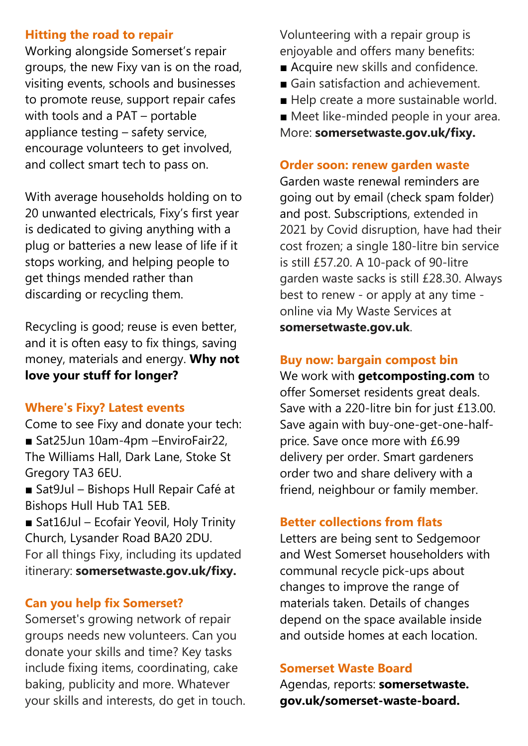## Hitting the road to repair

Working alongside Somerset's repair groups, the new Fixy van is on the road, visiting events, schools and businesses to promote reuse, support repair cafes with tools and a PAT – portable appliance testing – safety service, encourage volunteers to get involved, and collect smart tech to pass on.

With average households holding on to 20 unwanted electricals, Fixy's first year is dedicated to giving anything with a plug or batteries a new lease of life if it stops working, and helping people to get things mended rather than discarding or recycling them.

Recycling is good; reuse is even better, and it is often easy to fix things, saving money, materials and energy. **Why not love your stuff for longer?**

## Where's Fixy? Latest events

Come to see Fixy and donate your tech:

- Sat25Jun 10am-4pm –EnviroFair22, The Williams Hall, Dark Lane, Stoke St Gregory TA3 6EU.
- Sat9Jul – Bishops Hull Repair Café at Bishops Hull Hub TA1 5EB.
- Sat16Jul – Ecofair Yeovil, Holy Trinity Church, Lysander Road BA20 2DU.

For all things Fixy, including its updated itinerary: **somersetwaste.gov.uk/fixy.**

## Can you help fix Somerset?

Somerset's growing network of repair groups needs new volunteers. Can you donate your skills and time? Key tasks include fixing items, coordinating, cake baking, publicity and more. Whatever your skills and interests, do get in touch.

Volunteering with a repair group is enjoyable and offers many benefits:

- Acquire new skills and confidence.
- Gain satisfaction and achievement.
- Help create a more sustainable world.
- Meet like-minded people in your area.

More: **somersetwaste.gov.uk/fixy.**

## Order soon: renew garden waste

Garden waste renewal reminders are going out by email (check spam folder) and post. Subscriptions, extended in 2021 by Covid disruption, have had their cost frozen; a single 180-litre bin service is still £57.20. A 10-pack of 90-litre garden waste sacks is still £28.30. Always best to renew - or apply at any time - online via My Waste Services at **somersetwaste.gov.uk**.

## Buy now: bargain compost bin

We work with **getcomposting.com** to offer Somerset residents great deals. Save with a 220-litre bin for just £13.00. Save again with buy-one-get-one-half-price. Save once more with £6.99 delivery per order. Smart gardeners order two and share delivery with a friend, neighbour or family member.

## Better collections from flats

Letters are being sent to Sedgemoor and West Somerset householders with communal recycle pick-ups about changes to improve the range of materials taken. Details of changes depend on the space available inside and outside homes at each location.

## Somerset Waste Board

Agendas, reports: **somersetwaste.gov.uk/somerset-waste-board.**